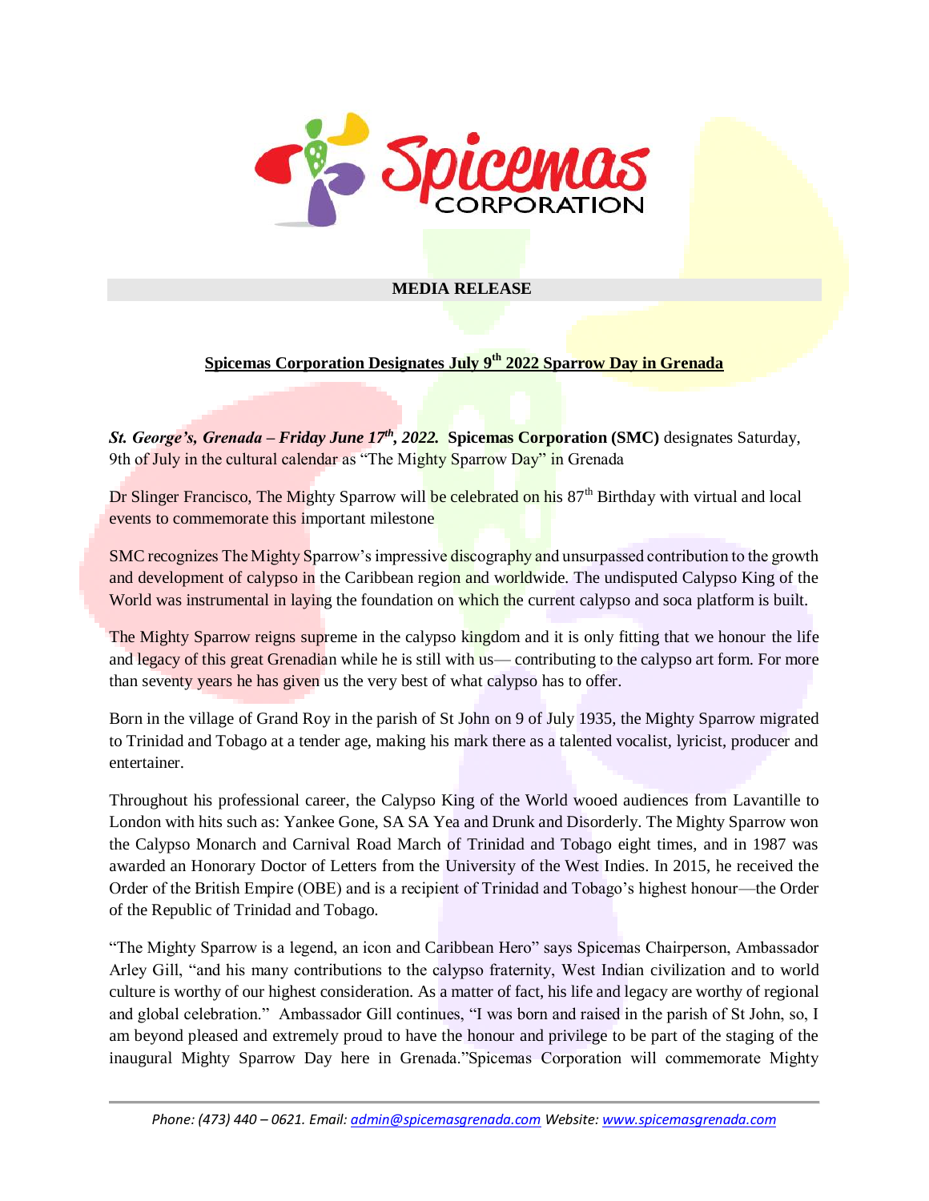**Spicemas CORPORATION**

**MEDIA RELEASE**

## Spicemas Corporation Designates July 9th 2022 Sparrow Day in Grenada

***St. George's, Grenada – Friday June 17th, 2022.*** **Spicemas Corporation (SMC)** designates Saturday, 9th of July in the cultural calendar as "The Mighty Sparrow Day" in Grenada

Dr Slinger Francisco, The Mighty Sparrow will be celebrated on his 87th Birthday with virtual and local events to commemorate this important milestone

SMC recognizes The Mighty Sparrow's impressive discography and unsurpassed contribution to the growth and development of calypso in the Caribbean region and worldwide. The undisputed Calypso King of the World was instrumental in laying the foundation on which the current calypso and soca platform is built.

The Mighty Sparrow reigns supreme in the calypso kingdom and it is only fitting that we honour the life and legacy of this great Grenadian while he is still with us— contributing to the calypso art form. For more than seventy years he has given us the very best of what calypso has to offer.

Born in the village of Grand Roy in the parish of St John on 9 of July 1935, the Mighty Sparrow migrated to Trinidad and Tobago at a tender age, making his mark there as a talented vocalist, lyricist, producer and entertainer.

Throughout his professional career, the Calypso King of the World wooed audiences from Lavantille to London with hits such as: Yankee Gone, SA SA Yea and Drunk and Disorderly. The Mighty Sparrow won the Calypso Monarch and Carnival Road March of Trinidad and Tobago eight times, and in 1987 was awarded an Honorary Doctor of Letters from the University of the West Indies. In 2015, he received the Order of the British Empire (OBE) and is a recipient of Trinidad and Tobago's highest honour—the Order of the Republic of Trinidad and Tobago.

"The Mighty Sparrow is a legend, an icon and Caribbean Hero" says Spicemas Chairperson, Ambassador Arley Gill, "and his many contributions to the calypso fraternity, West Indian civilization and to world culture is worthy of our highest consideration. As a matter of fact, his life and legacy are worthy of regional and global celebration." Ambassador Gill continues, "I was born and raised in the parish of St John, so, I am beyond pleased and extremely proud to have the honour and privilege to be part of the staging of the inaugural Mighty Sparrow Day here in Grenada."Spicemas Corporation will commemorate Mighty

Phone: (473) 440 – 0621. Email: admin@spicemasgrenada.com Website: www.spicemasgrenada.com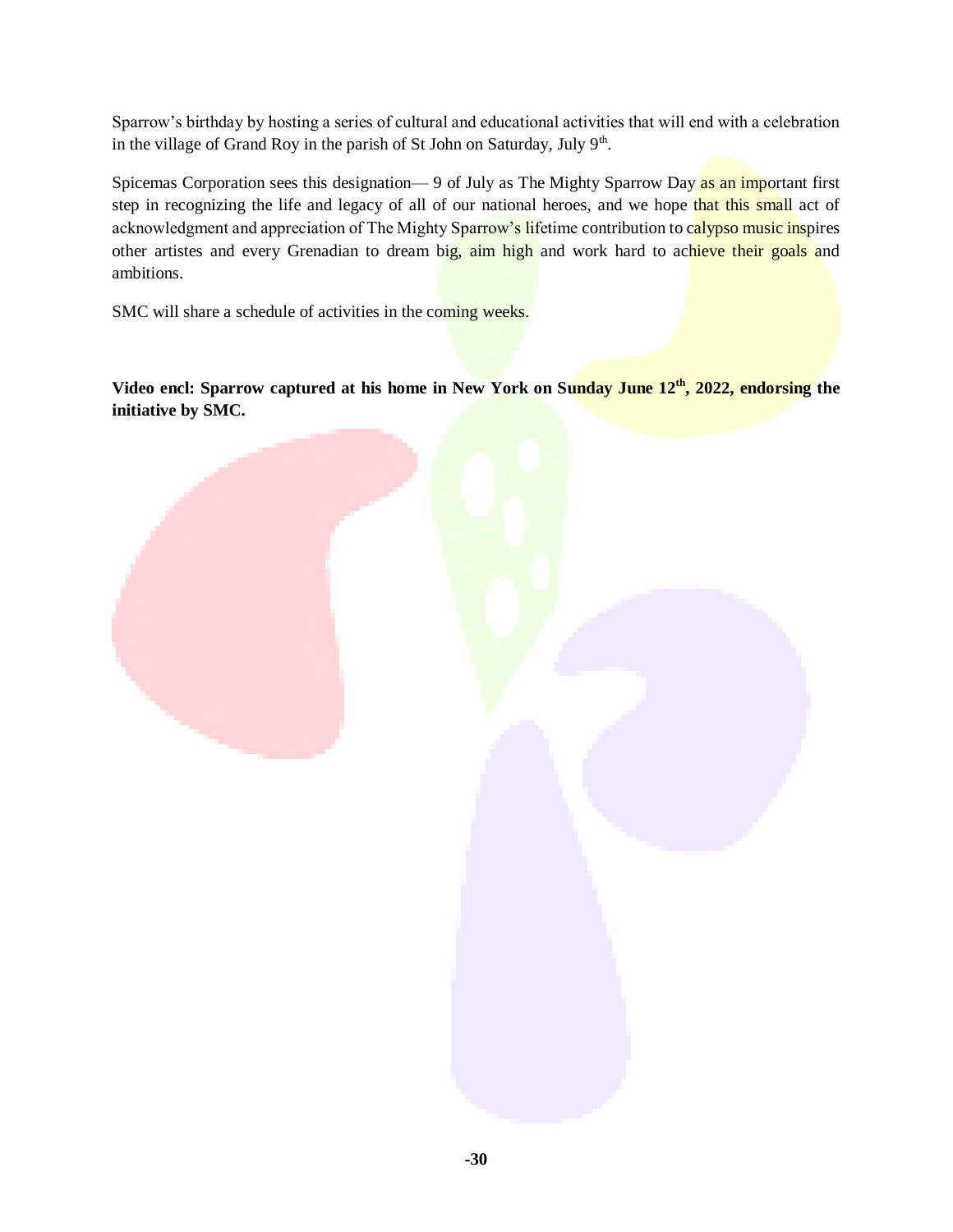Sparrow's birthday by hosting a series of cultural and educational activities that will end with a celebration in the village of Grand Roy in the parish of St John on Saturday, July 9th.

Spicemas Corporation sees this designation— 9 of July as The Mighty Sparrow Day as an important first step in recognizing the life and legacy of all of our national heroes, and we hope that this small act of acknowledgment and appreciation of The Mighty Sparrow's lifetime contribution to calypso music inspires other artistes and every Grenadian to dream big, aim high and work hard to achieve their goals and ambitions.

SMC will share a schedule of activities in the coming weeks.

**Video encl: Sparrow captured at his home in New York on Sunday June 12th, 2022, endorsing the initiative by SMC.**

**-30**